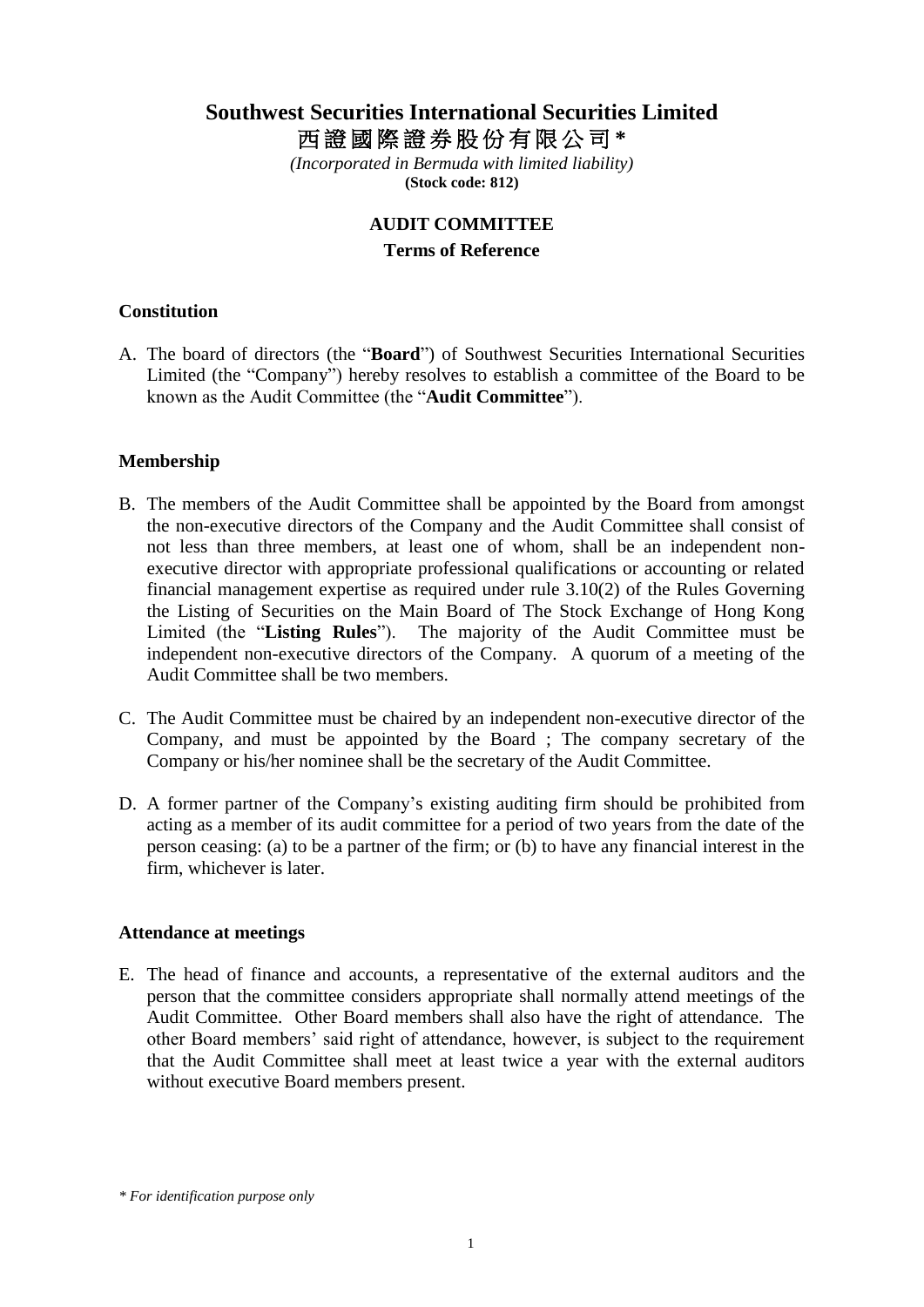# Southwest Securities International Securities Limited

# 西證國際證券股份有限公司*

*(Incorporated in Bermuda with limited liability)*
**(Stock code: 812)**

## AUDIT COMMITTEE

### Terms of Reference

**Constitution**

A. The board of directors (the "**Board**") of Southwest Securities International Securities Limited (the "Company") hereby resolves to establish a committee of the Board to be known as the Audit Committee (the "**Audit Committee**").

**Membership**

B. The members of the Audit Committee shall be appointed by the Board from amongst the non-executive directors of the Company and the Audit Committee shall consist of not less than three members, at least one of whom, shall be an independent non-executive director with appropriate professional qualifications or accounting or related financial management expertise as required under rule 3.10(2) of the Rules Governing the Listing of Securities on the Main Board of The Stock Exchange of Hong Kong Limited (the "**Listing Rules**"). The majority of the Audit Committee must be independent non-executive directors of the Company. A quorum of a meeting of the Audit Committee shall be two members.

C. The Audit Committee must be chaired by an independent non-executive director of the Company, and must be appointed by the Board ; The company secretary of the Company or his/her nominee shall be the secretary of the Audit Committee.

D. A former partner of the Company's existing auditing firm should be prohibited from acting as a member of its audit committee for a period of two years from the date of the person ceasing: (a) to be a partner of the firm; or (b) to have any financial interest in the firm, whichever is later.

**Attendance at meetings**

E. The head of finance and accounts, a representative of the external auditors and the person that the committee considers appropriate shall normally attend meetings of the Audit Committee. Other Board members shall also have the right of attendance. The other Board members' said right of attendance, however, is subject to the requirement that the Audit Committee shall meet at least twice a year with the external auditors without executive Board members present.

*\* For identification purpose only*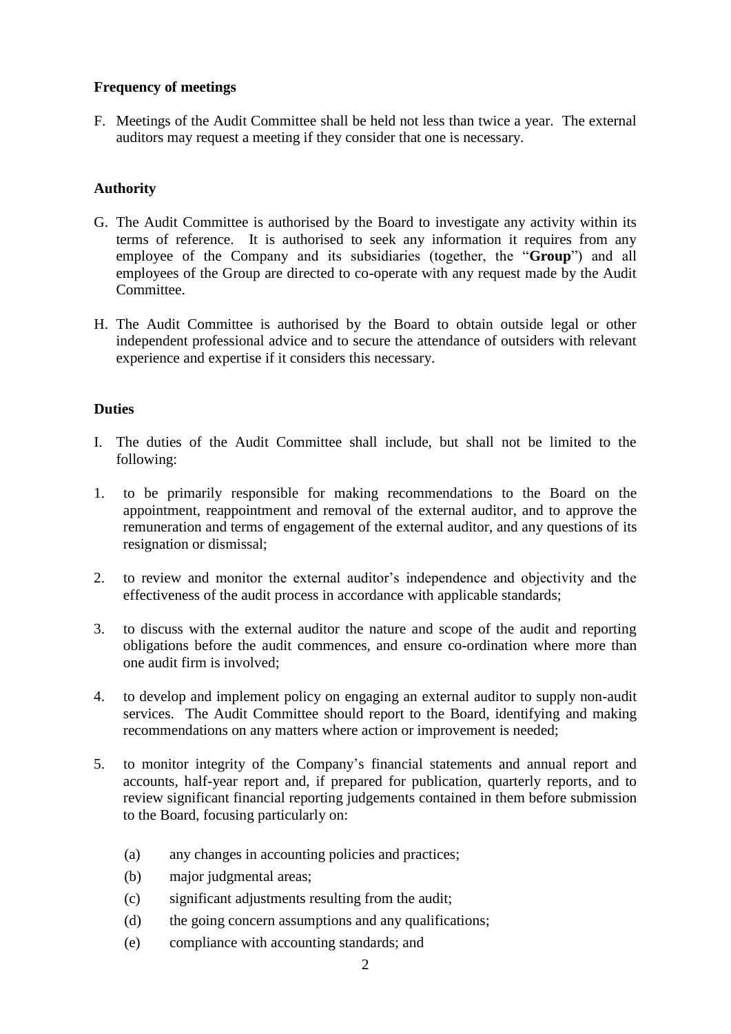### Frequency of meetings

F. Meetings of the Audit Committee shall be held not less than twice a year. The external auditors may request a meeting if they consider that one is necessary.

### Authority

G. The Audit Committee is authorised by the Board to investigate any activity within its terms of reference. It is authorised to seek any information it requires from any employee of the Company and its subsidiaries (together, the "**Group**") and all employees of the Group are directed to co-operate with any request made by the Audit Committee.

H. The Audit Committee is authorised by the Board to obtain outside legal or other independent professional advice and to secure the attendance of outsiders with relevant experience and expertise if it considers this necessary.

### Duties

I. The duties of the Audit Committee shall include, but shall not be limited to the following:

1. to be primarily responsible for making recommendations to the Board on the appointment, reappointment and removal of the external auditor, and to approve the remuneration and terms of engagement of the external auditor, and any questions of its resignation or dismissal;

2. to review and monitor the external auditor's independence and objectivity and the effectiveness of the audit process in accordance with applicable standards;

3. to discuss with the external auditor the nature and scope of the audit and reporting obligations before the audit commences, and ensure co-ordination where more than one audit firm is involved;

4. to develop and implement policy on engaging an external auditor to supply non-audit services. The Audit Committee should report to the Board, identifying and making recommendations on any matters where action or improvement is needed;

5. to monitor integrity of the Company's financial statements and annual report and accounts, half-year report and, if prepared for publication, quarterly reports, and to review significant financial reporting judgements contained in them before submission to the Board, focusing particularly on:

   (a) any changes in accounting policies and practices;

   (b) major judgmental areas;

   (c) significant adjustments resulting from the audit;

   (d) the going concern assumptions and any qualifications;

   (e) compliance with accounting standards; and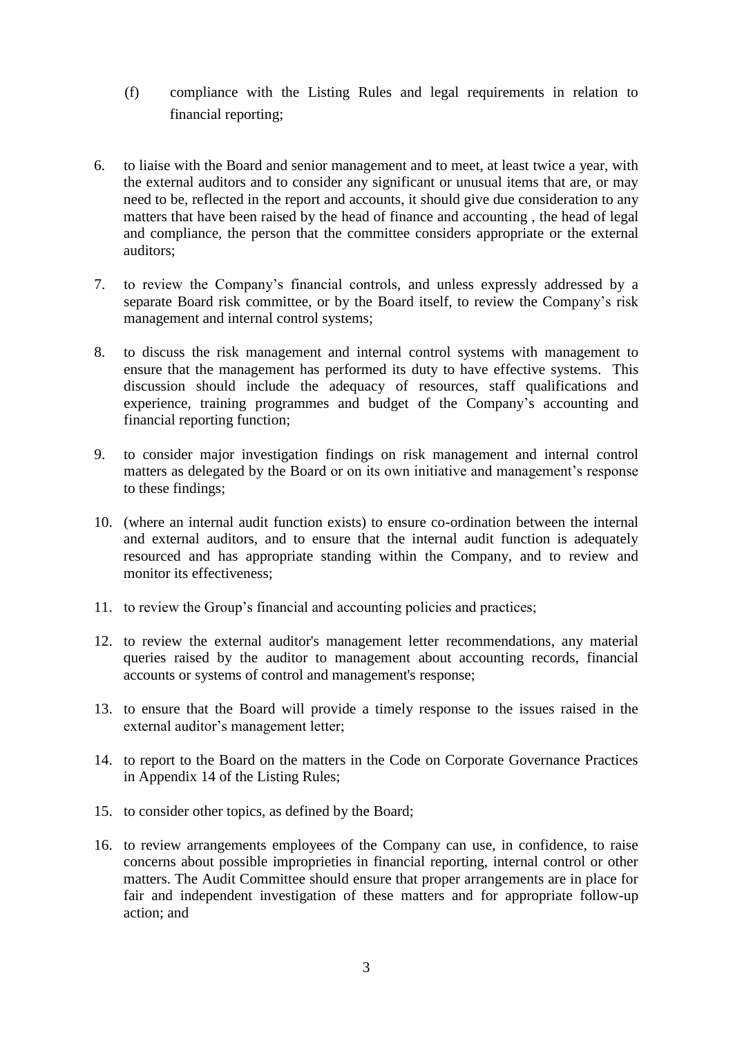(f) compliance with the Listing Rules and legal requirements in relation to financial reporting;

6. to liaise with the Board and senior management and to meet, at least twice a year, with the external auditors and to consider any significant or unusual items that are, or may need to be, reflected in the report and accounts, it should give due consideration to any matters that have been raised by the head of finance and accounting , the head of legal and compliance, the person that the committee considers appropriate or the external auditors;

7. to review the Company's financial controls, and unless expressly addressed by a separate Board risk committee, or by the Board itself, to review the Company's risk management and internal control systems;

8. to discuss the risk management and internal control systems with management to ensure that the management has performed its duty to have effective systems. This discussion should include the adequacy of resources, staff qualifications and experience, training programmes and budget of the Company's accounting and financial reporting function;

9. to consider major investigation findings on risk management and internal control matters as delegated by the Board or on its own initiative and management's response to these findings;

10. (where an internal audit function exists) to ensure co-ordination between the internal and external auditors, and to ensure that the internal audit function is adequately resourced and has appropriate standing within the Company, and to review and monitor its effectiveness;

11. to review the Group's financial and accounting policies and practices;

12. to review the external auditor's management letter recommendations, any material queries raised by the auditor to management about accounting records, financial accounts or systems of control and management's response;

13. to ensure that the Board will provide a timely response to the issues raised in the external auditor's management letter;

14. to report to the Board on the matters in the Code on Corporate Governance Practices in Appendix 14 of the Listing Rules;

15. to consider other topics, as defined by the Board;

16. to review arrangements employees of the Company can use, in confidence, to raise concerns about possible improprieties in financial reporting, internal control or other matters. The Audit Committee should ensure that proper arrangements are in place for fair and independent investigation of these matters and for appropriate follow-up action; and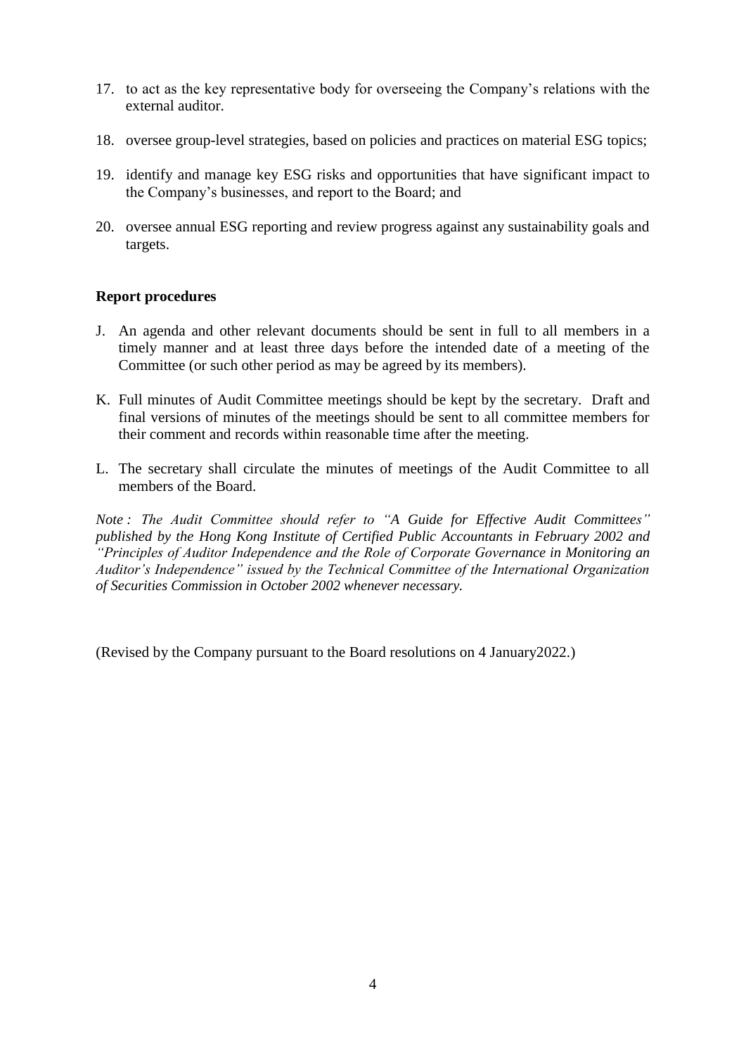17. to act as the key representative body for overseeing the Company's relations with the external auditor.

18. oversee group-level strategies, based on policies and practices on material ESG topics;

19. identify and manage key ESG risks and opportunities that have significant impact to the Company's businesses, and report to the Board; and

20. oversee annual ESG reporting and review progress against any sustainability goals and targets.

**Report procedures**

J. An agenda and other relevant documents should be sent in full to all members in a timely manner and at least three days before the intended date of a meeting of the Committee (or such other period as may be agreed by its members).

K. Full minutes of Audit Committee meetings should be kept by the secretary. Draft and final versions of minutes of the meetings should be sent to all committee members for their comment and records within reasonable time after the meeting.

L. The secretary shall circulate the minutes of meetings of the Audit Committee to all members of the Board.

*Note : The Audit Committee should refer to "A Guide for Effective Audit Committees" published by the Hong Kong Institute of Certified Public Accountants in February 2002 and "Principles of Auditor Independence and the Role of Corporate Governance in Monitoring an Auditor's Independence" issued by the Technical Committee of the International Organization of Securities Commission in October 2002 whenever necessary.*

(Revised by the Company pursuant to the Board resolutions on 4 January2022.)